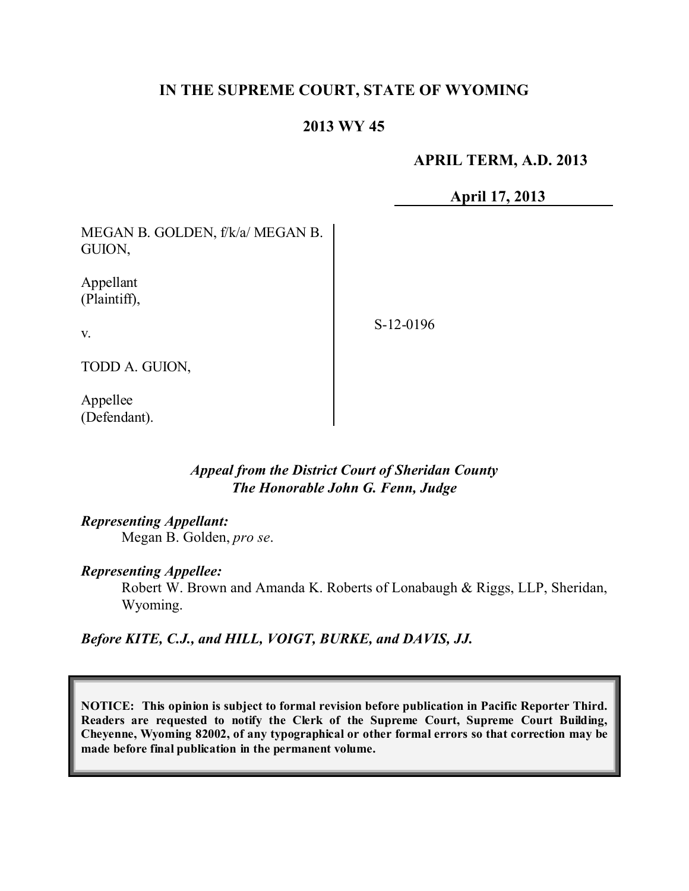# IN THE SUPREME COURT, STATE OF WYOMING

## 2013 WY 45

**APRIL TERM, A.D. 2013**

**April 17, 2013**

| | |
|---|---|
| MEGAN B. GOLDEN, f/k/a/ MEGAN B. GUION,<br><br>Appellant (Plaintiff),<br><br>v.<br><br>TODD A. GUION,<br><br>Appellee (Defendant). | S-12-0196 |

*Appeal from the District Court of Sheridan County*
*The Honorable John G. Fenn, Judge*

***Representing Appellant:***
Megan B. Golden, *pro se*.

***Representing Appellee:***
Robert W. Brown and Amanda K. Roberts of Lonabaugh & Riggs, LLP, Sheridan, Wyoming.

***Before KITE, C.J., and HILL, VOIGT, BURKE, and DAVIS, JJ.***

**NOTICE: This opinion is subject to formal revision before publication in Pacific Reporter Third. Readers are requested to notify the Clerk of the Supreme Court, Supreme Court Building, Cheyenne, Wyoming 82002, of any typographical or other formal errors so that correction may be made before final publication in the permanent volume.**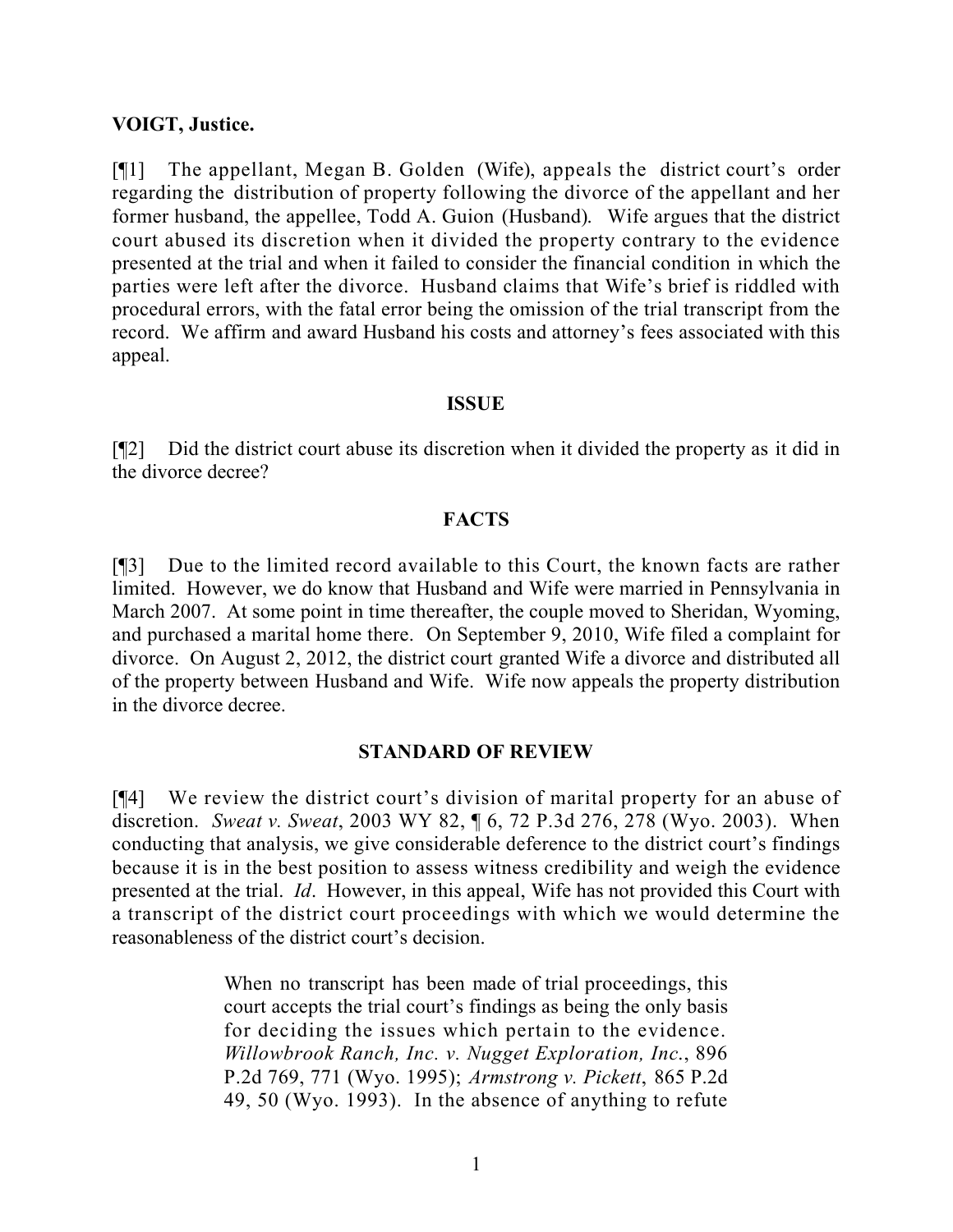**VOIGT, Justice.**

[¶1] The appellant, Megan B. Golden (Wife), appeals the district court's order regarding the distribution of property following the divorce of the appellant and her former husband, the appellee, Todd A. Guion (Husband). Wife argues that the district court abused its discretion when it divided the property contrary to the evidence presented at the trial and when it failed to consider the financial condition in which the parties were left after the divorce. Husband claims that Wife's brief is riddled with procedural errors, with the fatal error being the omission of the trial transcript from the record. We affirm and award Husband his costs and attorney's fees associated with this appeal.

**ISSUE**

[¶2] Did the district court abuse its discretion when it divided the property as it did in the divorce decree?

**FACTS**

[¶3] Due to the limited record available to this Court, the known facts are rather limited. However, we do know that Husband and Wife were married in Pennsylvania in March 2007. At some point in time thereafter, the couple moved to Sheridan, Wyoming, and purchased a marital home there. On September 9, 2010, Wife filed a complaint for divorce. On August 2, 2012, the district court granted Wife a divorce and distributed all of the property between Husband and Wife. Wife now appeals the property distribution in the divorce decree.

**STANDARD OF REVIEW**

[¶4] We review the district court's division of marital property for an abuse of discretion. *Sweat v. Sweat*, 2003 WY 82, ¶ 6, 72 P.3d 276, 278 (Wyo. 2003). When conducting that analysis, we give considerable deference to the district court's findings because it is in the best position to assess witness credibility and weigh the evidence presented at the trial. *Id*. However, in this appeal, Wife has not provided this Court with a transcript of the district court proceedings with which we would determine the reasonableness of the district court's decision.

> When no transcript has been made of trial proceedings, this court accepts the trial court's findings as being the only basis for deciding the issues which pertain to the evidence. *Willowbrook Ranch, Inc. v. Nugget Exploration, Inc.*, 896 P.2d 769, 771 (Wyo. 1995); *Armstrong v. Pickett*, 865 P.2d 49, 50 (Wyo. 1993). In the absence of anything to refute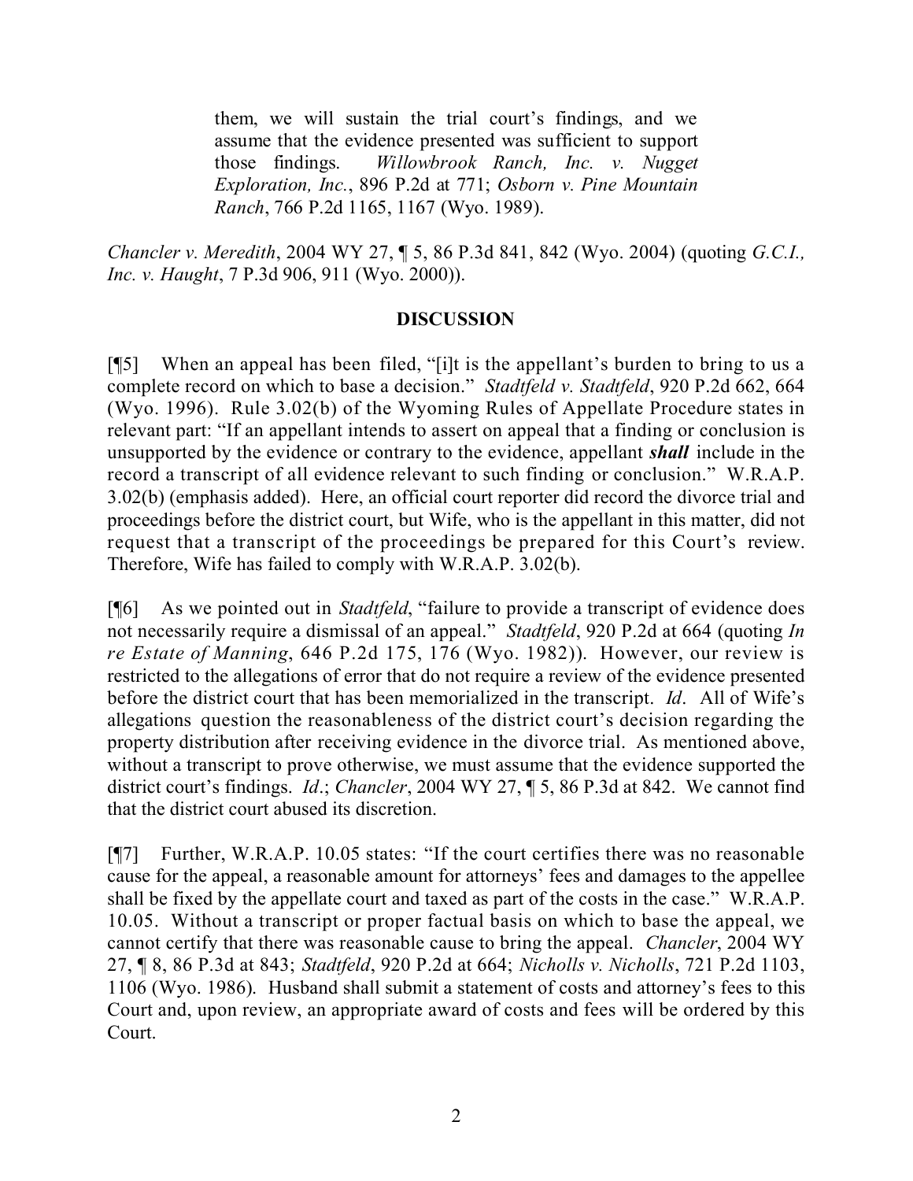> them, we will sustain the trial court's findings, and we assume that the evidence presented was sufficient to support those findings. *Willowbrook Ranch, Inc. v. Nugget Exploration, Inc.*, 896 P.2d at 771; *Osborn v. Pine Mountain Ranch*, 766 P.2d 1165, 1167 (Wyo. 1989).

*Chancler v. Meredith*, 2004 WY 27, ¶ 5, 86 P.3d 841, 842 (Wyo. 2004) (quoting *G.C.I., Inc. v. Haught*, 7 P.3d 906, 911 (Wyo. 2000)).

## DISCUSSION

[¶5] When an appeal has been filed, "[i]t is the appellant's burden to bring to us a complete record on which to base a decision." *Stadtfeld v. Stadtfeld*, 920 P.2d 662, 664 (Wyo. 1996). Rule 3.02(b) of the Wyoming Rules of Appellate Procedure states in relevant part: "If an appellant intends to assert on appeal that a finding or conclusion is unsupported by the evidence or contrary to the evidence, appellant ***shall*** include in the record a transcript of all evidence relevant to such finding or conclusion." W.R.A.P. 3.02(b) (emphasis added). Here, an official court reporter did record the divorce trial and proceedings before the district court, but Wife, who is the appellant in this matter, did not request that a transcript of the proceedings be prepared for this Court's review. Therefore, Wife has failed to comply with W.R.A.P. 3.02(b).

[¶6] As we pointed out in *Stadtfeld*, "failure to provide a transcript of evidence does not necessarily require a dismissal of an appeal." *Stadtfeld*, 920 P.2d at 664 (quoting *In re Estate of Manning*, 646 P.2d 175, 176 (Wyo. 1982)). However, our review is restricted to the allegations of error that do not require a review of the evidence presented before the district court that has been memorialized in the transcript. *Id*. All of Wife's allegations question the reasonableness of the district court's decision regarding the property distribution after receiving evidence in the divorce trial. As mentioned above, without a transcript to prove otherwise, we must assume that the evidence supported the district court's findings. *Id*.; *Chancler*, 2004 WY 27, ¶ 5, 86 P.3d at 842. We cannot find that the district court abused its discretion.

[¶7] Further, W.R.A.P. 10.05 states: "If the court certifies there was no reasonable cause for the appeal, a reasonable amount for attorneys' fees and damages to the appellee shall be fixed by the appellate court and taxed as part of the costs in the case." W.R.A.P. 10.05. Without a transcript or proper factual basis on which to base the appeal, we cannot certify that there was reasonable cause to bring the appeal. *Chancler*, 2004 WY 27, ¶ 8, 86 P.3d at 843; *Stadtfeld*, 920 P.2d at 664; *Nicholls v. Nicholls*, 721 P.2d 1103, 1106 (Wyo. 1986). Husband shall submit a statement of costs and attorney's fees to this Court and, upon review, an appropriate award of costs and fees will be ordered by this Court.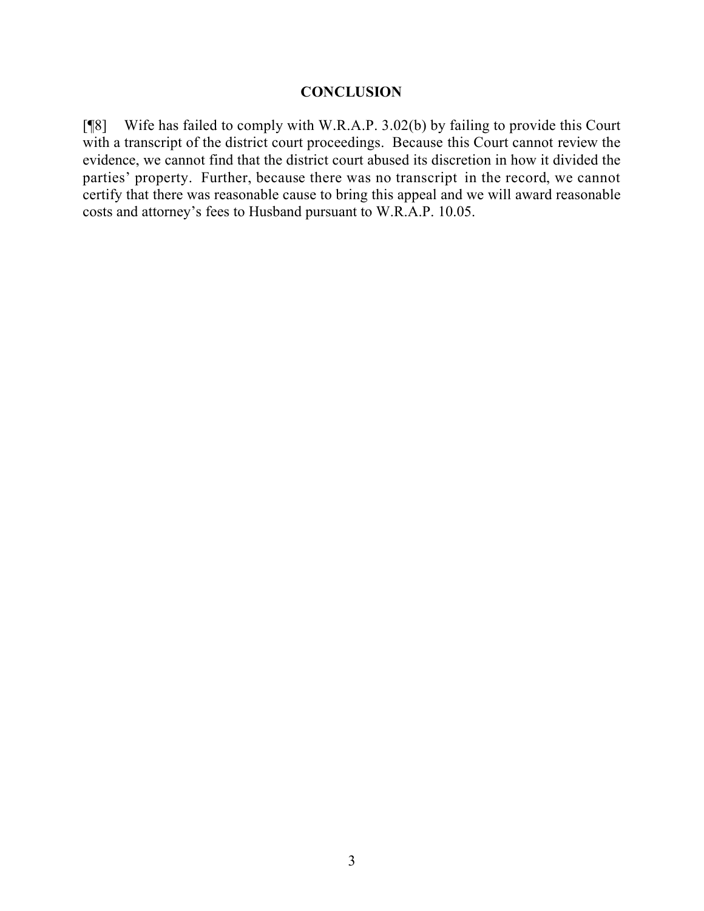## CONCLUSION

[¶8] Wife has failed to comply with W.R.A.P. 3.02(b) by failing to provide this Court with a transcript of the district court proceedings. Because this Court cannot review the evidence, we cannot find that the district court abused its discretion in how it divided the parties' property. Further, because there was no transcript in the record, we cannot certify that there was reasonable cause to bring this appeal and we will award reasonable costs and attorney's fees to Husband pursuant to W.R.A.P. 10.05.